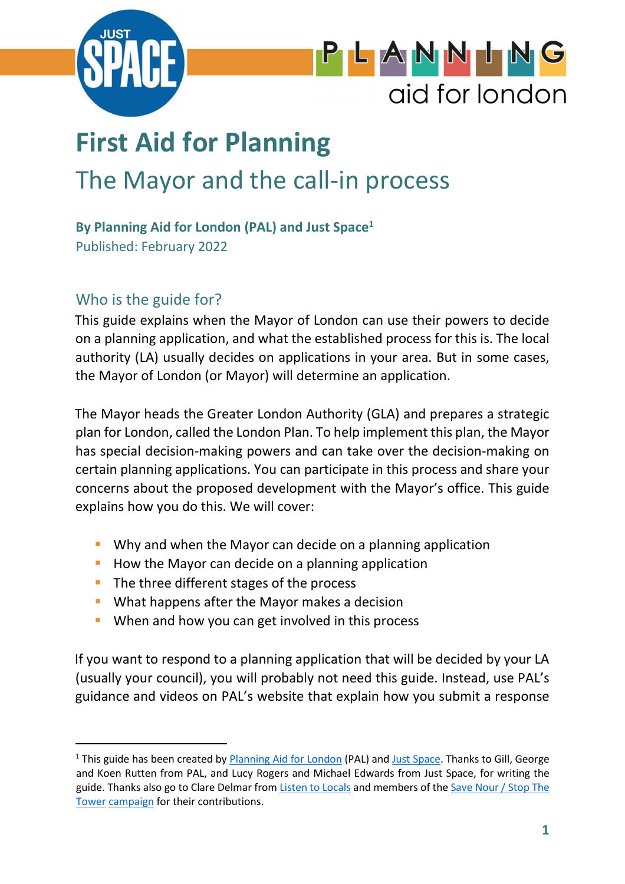# First Aid for Planning

## The Mayor and the call-in process

**By Planning Aid for London (PAL) and Just Space[1]**
Published: February 2022

### Who is the guide for?

This guide explains when the Mayor of London can use their powers to decide on a planning application, and what the established process for this is. The local authority (LA) usually decides on applications in your area. But in some cases, the Mayor of London (or Mayor) will determine an application.

The Mayor heads the Greater London Authority (GLA) and prepares a strategic plan for London, called the London Plan. To help implement this plan, the Mayor has special decision-making powers and can take over the decision-making on certain planning applications. You can participate in this process and share your concerns about the proposed development with the Mayor's office. This guide explains how you do this. We will cover:

- Why and when the Mayor can decide on a planning application
- How the Mayor can decide on a planning application
- The three different stages of the process
- What happens after the Mayor makes a decision
- When and how you can get involved in this process

If you want to respond to a planning application that will be decided by your LA (usually your council), you will probably not need this guide. Instead, use PAL's guidance and videos on PAL's website that explain how you submit a response

[1] This guide has been created by Planning Aid for London (PAL) and Just Space. Thanks to Gill, George and Koen Rutten from PAL, and Lucy Rogers and Michael Edwards from Just Space, for writing the guide. Thanks also go to Clare Delmar from Listen to Locals and members of the Save Nour / Stop The Tower campaign for their contributions.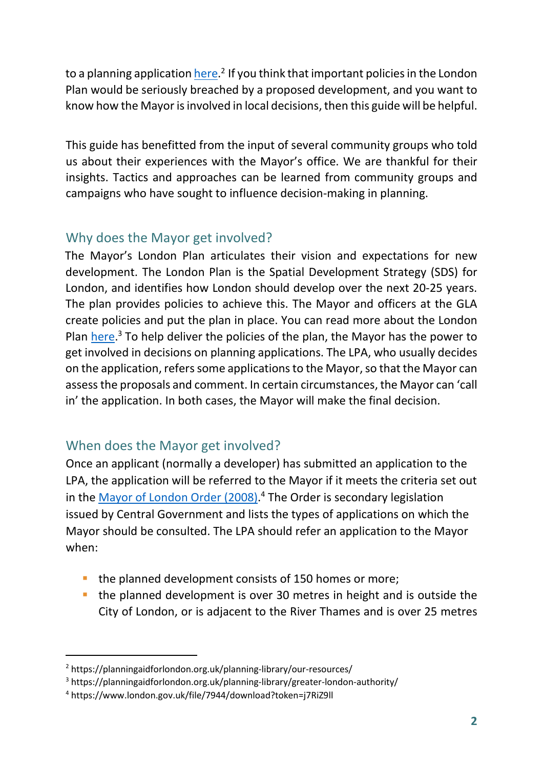to a planning application here.[2] If you think that important policies in the London Plan would be seriously breached by a proposed development, and you want to know how the Mayor is involved in local decisions, then this guide will be helpful.

This guide has benefitted from the input of several community groups who told us about their experiences with the Mayor's office. We are thankful for their insights. Tactics and approaches can be learned from community groups and campaigns who have sought to influence decision-making in planning.

## Why does the Mayor get involved?

The Mayor's London Plan articulates their vision and expectations for new development. The London Plan is the Spatial Development Strategy (SDS) for London, and identifies how London should develop over the next 20-25 years. The plan provides policies to achieve this. The Mayor and officers at the GLA create policies and put the plan in place. You can read more about the London Plan here.[3] To help deliver the policies of the plan, the Mayor has the power to get involved in decisions on planning applications. The LPA, who usually decides on the application, refers some applications to the Mayor, so that the Mayor can assess the proposals and comment. In certain circumstances, the Mayor can 'call in' the application. In both cases, the Mayor will make the final decision.

## When does the Mayor get involved?

Once an applicant (normally a developer) has submitted an application to the LPA, the application will be referred to the Mayor if it meets the criteria set out in the Mayor of London Order (2008).[4] The Order is secondary legislation issued by Central Government and lists the types of applications on which the Mayor should be consulted. The LPA should refer an application to the Mayor when:

- the planned development consists of 150 homes or more;
- the planned development is over 30 metres in height and is outside the City of London, or is adjacent to the River Thames and is over 25 metres

[2] https://planningaidforlondon.org.uk/planning-library/our-resources/
[3] https://planningaidforlondon.org.uk/planning-library/greater-london-authority/
[4] https://www.london.gov.uk/file/7944/download?token=j7RiZ9ll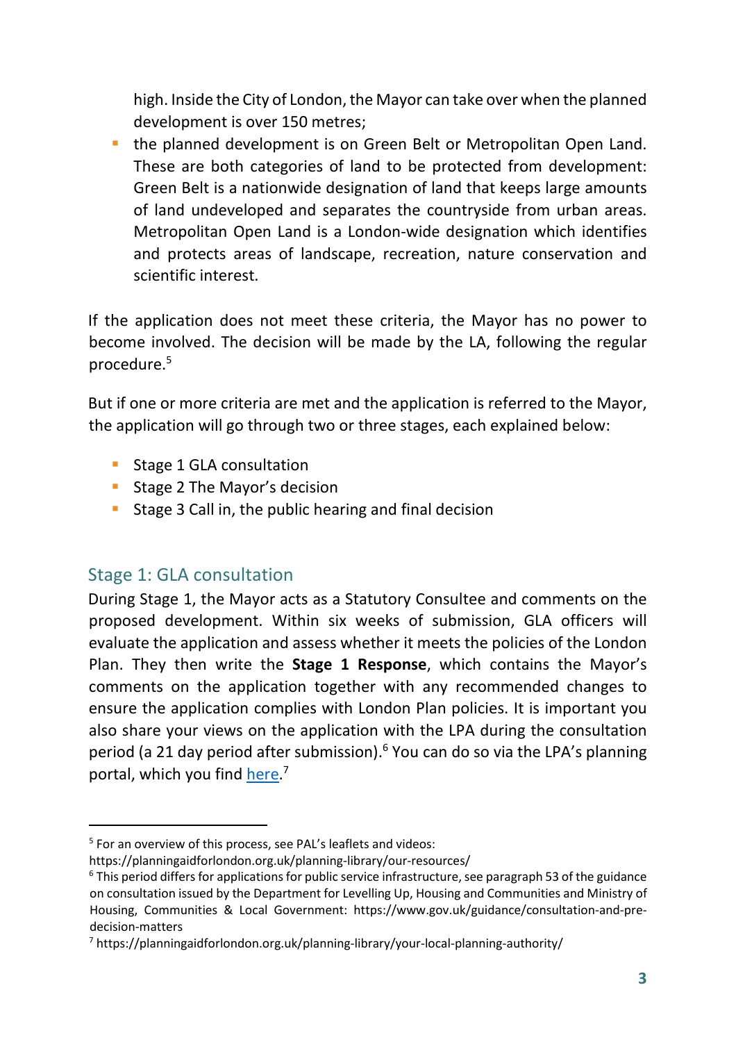high. Inside the City of London, the Mayor can take over when the planned development is over 150 metres;
- the planned development is on Green Belt or Metropolitan Open Land. These are both categories of land to be protected from development: Green Belt is a nationwide designation of land that keeps large amounts of land undeveloped and separates the countryside from urban areas. Metropolitan Open Land is a London-wide designation which identifies and protects areas of landscape, recreation, nature conservation and scientific interest.

If the application does not meet these criteria, the Mayor has no power to become involved. The decision will be made by the LA, following the regular procedure.[5]

But if one or more criteria are met and the application is referred to the Mayor, the application will go through two or three stages, each explained below:

- Stage 1 GLA consultation
- Stage 2 The Mayor's decision
- Stage 3 Call in, the public hearing and final decision

## Stage 1: GLA consultation

During Stage 1, the Mayor acts as a Statutory Consultee and comments on the proposed development. Within six weeks of submission, GLA officers will evaluate the application and assess whether it meets the policies of the London Plan. They then write the **Stage 1 Response**, which contains the Mayor's comments on the application together with any recommended changes to ensure the application complies with London Plan policies. It is important you also share your views on the application with the LPA during the consultation period (a 21 day period after submission).[6] You can do so via the LPA's planning portal, which you find here.[7]

---

[5] For an overview of this process, see PAL's leaflets and videos: https://planningaidforlondon.org.uk/planning-library/our-resources/

[6] This period differs for applications for public service infrastructure, see paragraph 53 of the guidance on consultation issued by the Department for Levelling Up, Housing and Communities and Ministry of Housing, Communities & Local Government: https://www.gov.uk/guidance/consultation-and-pre-decision-matters

[7] https://planningaidforlondon.org.uk/planning-library/your-local-planning-authority/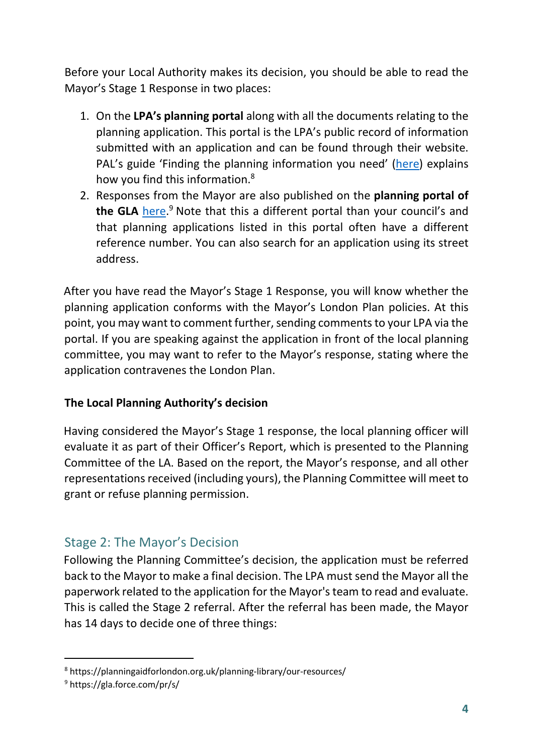Before your Local Authority makes its decision, you should be able to read the Mayor's Stage 1 Response in two places:

1. On the **LPA's planning portal** along with all the documents relating to the planning application. This portal is the LPA's public record of information submitted with an application and can be found through their website. PAL's guide 'Finding the planning information you need' (here) explains how you find this information.[8]
2. Responses from the Mayor are also published on the **planning portal of the GLA** here.[9] Note that this a different portal than your council's and that planning applications listed in this portal often have a different reference number. You can also search for an application using its street address.

After you have read the Mayor's Stage 1 Response, you will know whether the planning application conforms with the Mayor's London Plan policies. At this point, you may want to comment further, sending comments to your LPA via the portal. If you are speaking against the application in front of the local planning committee, you may want to refer to the Mayor's response, stating where the application contravenes the London Plan.

**The Local Planning Authority's decision**

Having considered the Mayor's Stage 1 response, the local planning officer will evaluate it as part of their Officer's Report, which is presented to the Planning Committee of the LA. Based on the report, the Mayor's response, and all other representations received (including yours), the Planning Committee will meet to grant or refuse planning permission.

## Stage 2: The Mayor's Decision

Following the Planning Committee's decision, the application must be referred back to the Mayor to make a final decision. The LPA must send the Mayor all the paperwork related to the application for the Mayor's team to read and evaluate. This is called the Stage 2 referral. After the referral has been made, the Mayor has 14 days to decide one of three things:

---

[8] https://planningaidforlondon.org.uk/planning-library/our-resources/

[9] https://gla.force.com/pr/s/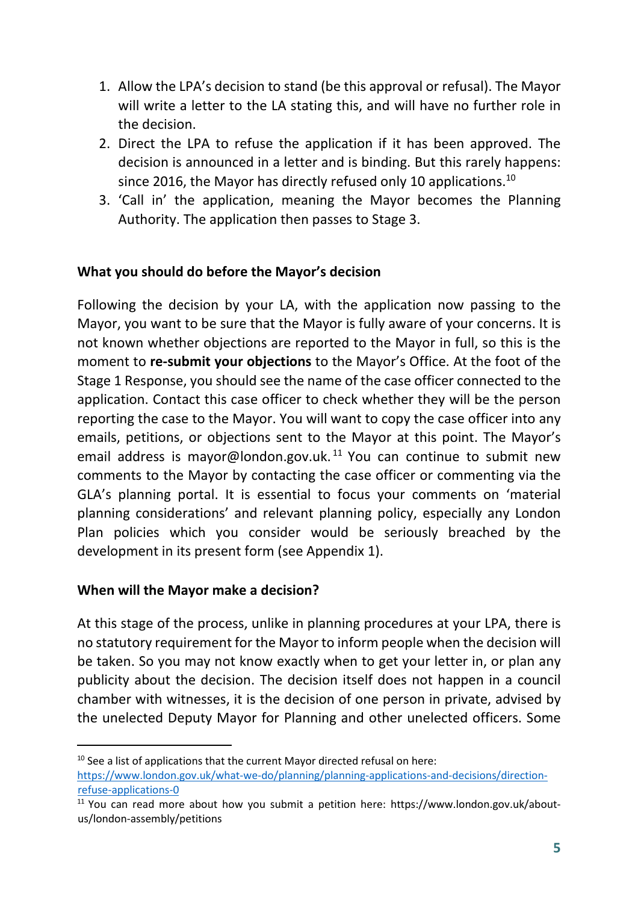1. Allow the LPA's decision to stand (be this approval or refusal). The Mayor will write a letter to the LA stating this, and will have no further role in the decision.
2. Direct the LPA to refuse the application if it has been approved. The decision is announced in a letter and is binding. But this rarely happens: since 2016, the Mayor has directly refused only 10 applications.[10]
3. 'Call in' the application, meaning the Mayor becomes the Planning Authority. The application then passes to Stage 3.

**What you should do before the Mayor's decision**

Following the decision by your LA, with the application now passing to the Mayor, you want to be sure that the Mayor is fully aware of your concerns. It is not known whether objections are reported to the Mayor in full, so this is the moment to **re-submit your objections** to the Mayor's Office. At the foot of the Stage 1 Response, you should see the name of the case officer connected to the application. Contact this case officer to check whether they will be the person reporting the case to the Mayor. You will want to copy the case officer into any emails, petitions, or objections sent to the Mayor at this point. The Mayor's email address is mayor@london.gov.uk.[11] You can continue to submit new comments to the Mayor by contacting the case officer or commenting via the GLA's planning portal. It is essential to focus your comments on 'material planning considerations' and relevant planning policy, especially any London Plan policies which you consider would be seriously breached by the development in its present form (see Appendix 1).

**When will the Mayor make a decision?**

At this stage of the process, unlike in planning procedures at your LPA, there is no statutory requirement for the Mayor to inform people when the decision will be taken. So you may not know exactly when to get your letter in, or plan any publicity about the decision. The decision itself does not happen in a council chamber with witnesses, it is the decision of one person in private, advised by the unelected Deputy Mayor for Planning and other unelected officers. Some

---

[10] See a list of applications that the current Mayor directed refusal on here: https://www.london.gov.uk/what-we-do/planning/planning-applications-and-decisions/direction-refuse-applications-0

[11] You can read more about how you submit a petition here: https://www.london.gov.uk/about-us/london-assembly/petitions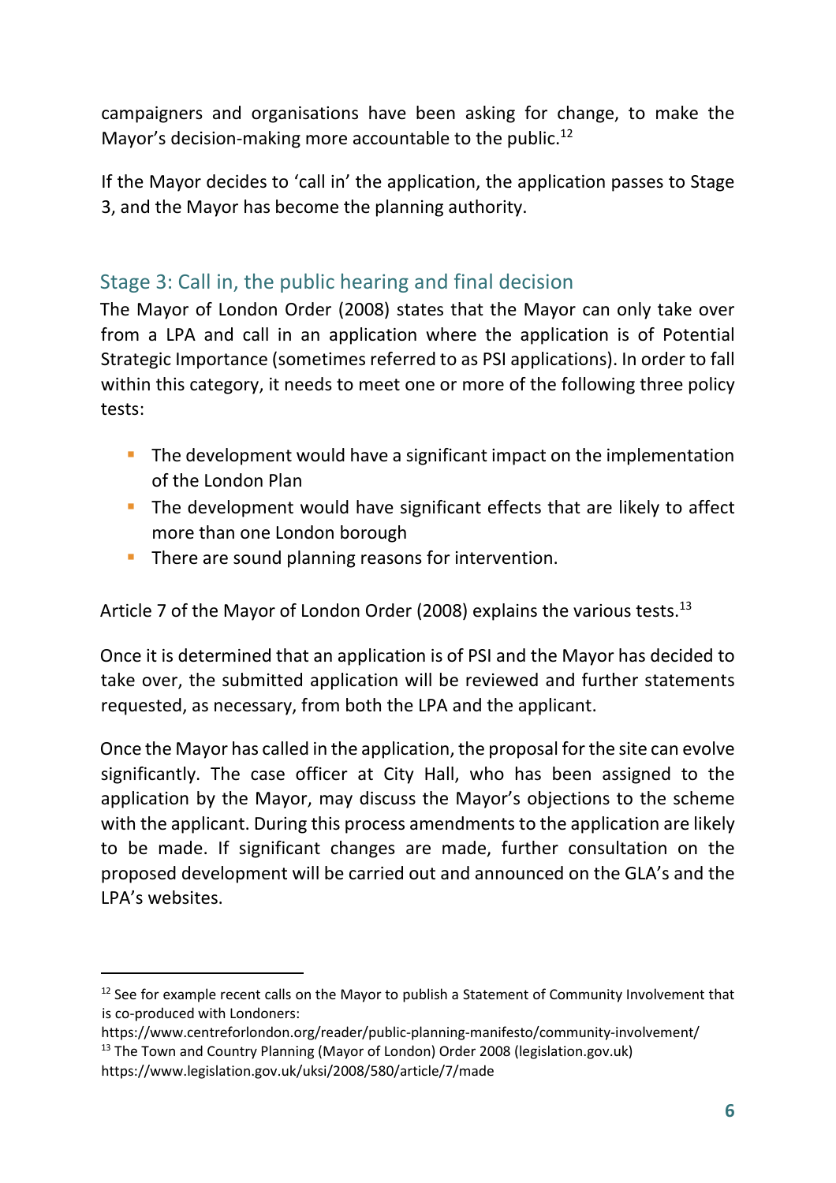campaigners and organisations have been asking for change, to make the Mayor's decision-making more accountable to the public.[12]

If the Mayor decides to 'call in' the application, the application passes to Stage 3, and the Mayor has become the planning authority.

## Stage 3: Call in, the public hearing and final decision

The Mayor of London Order (2008) states that the Mayor can only take over from a LPA and call in an application where the application is of Potential Strategic Importance (sometimes referred to as PSI applications). In order to fall within this category, it needs to meet one or more of the following three policy tests:

- The development would have a significant impact on the implementation of the London Plan
- The development would have significant effects that are likely to affect more than one London borough
- There are sound planning reasons for intervention.

Article 7 of the Mayor of London Order (2008) explains the various tests.[13]

Once it is determined that an application is of PSI and the Mayor has decided to take over, the submitted application will be reviewed and further statements requested, as necessary, from both the LPA and the applicant.

Once the Mayor has called in the application, the proposal for the site can evolve significantly. The case officer at City Hall, who has been assigned to the application by the Mayor, may discuss the Mayor's objections to the scheme with the applicant. During this process amendments to the application are likely to be made. If significant changes are made, further consultation on the proposed development will be carried out and announced on the GLA's and the LPA's websites.

---

[12] See for example recent calls on the Mayor to publish a Statement of Community Involvement that is co-produced with Londoners: https://www.centreforlondon.org/reader/public-planning-manifesto/community-involvement/

[13] The Town and Country Planning (Mayor of London) Order 2008 (legislation.gov.uk) https://www.legislation.gov.uk/uksi/2008/580/article/7/made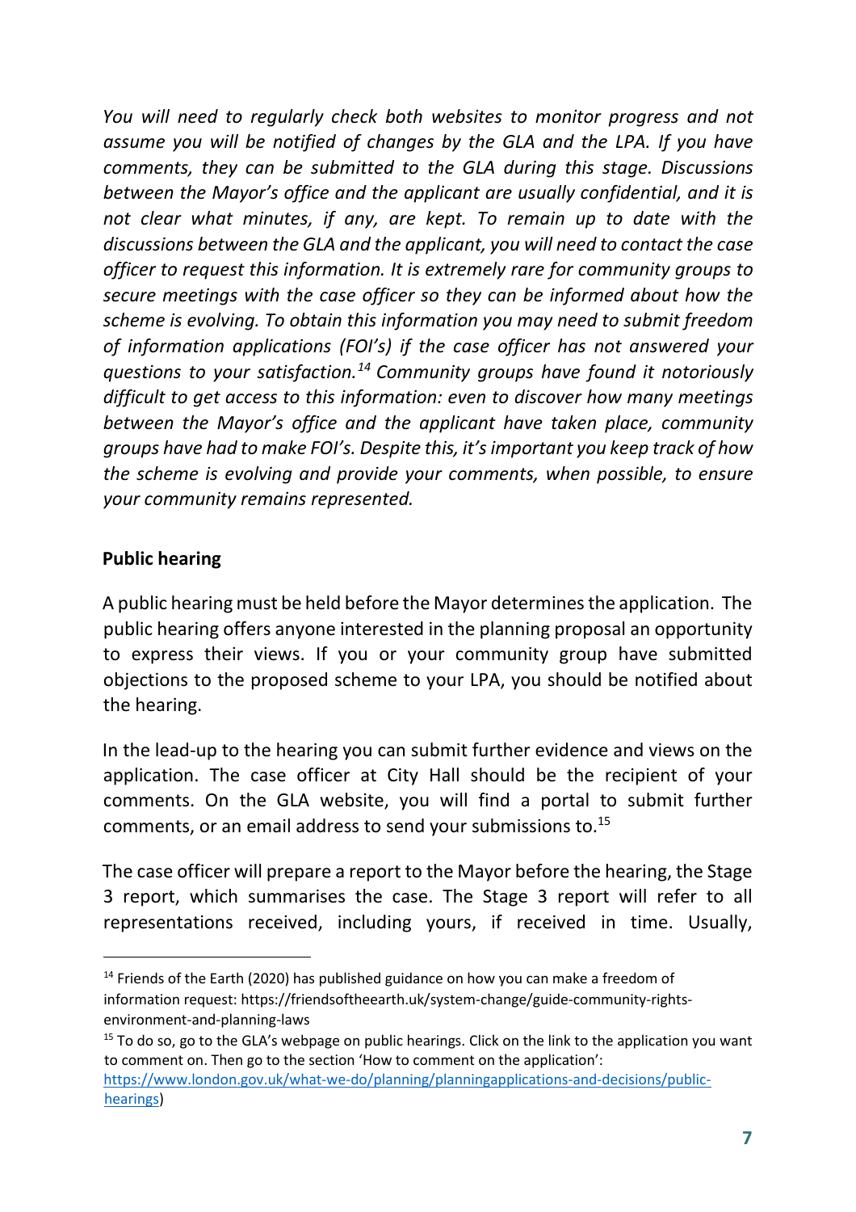*You will need to regularly check both websites to monitor progress and not assume you will be notified of changes by the GLA and the LPA. If you have comments, they can be submitted to the GLA during this stage. Discussions between the Mayor's office and the applicant are usually confidential, and it is not clear what minutes, if any, are kept. To remain up to date with the discussions between the GLA and the applicant, you will need to contact the case officer to request this information. It is extremely rare for community groups to secure meetings with the case officer so they can be informed about how the scheme is evolving. To obtain this information you may need to submit freedom of information applications (FOI's) if the case officer has not answered your questions to your satisfaction.[14] Community groups have found it notoriously difficult to get access to this information: even to discover how many meetings between the Mayor's office and the applicant have taken place, community groups have had to make FOI's. Despite this, it's important you keep track of how the scheme is evolving and provide your comments, when possible, to ensure your community remains represented.*

**Public hearing**

A public hearing must be held before the Mayor determines the application. The public hearing offers anyone interested in the planning proposal an opportunity to express their views. If you or your community group have submitted objections to the proposed scheme to your LPA, you should be notified about the hearing.

In the lead-up to the hearing you can submit further evidence and views on the application. The case officer at City Hall should be the recipient of your comments. On the GLA website, you will find a portal to submit further comments, or an email address to send your submissions to.[15]

The case officer will prepare a report to the Mayor before the hearing, the Stage 3 report, which summarises the case. The Stage 3 report will refer to all representations received, including yours, if received in time. Usually,

---

[14] Friends of the Earth (2020) has published guidance on how you can make a freedom of information request: https://friendsoftheearth.uk/system-change/guide-community-rights-environment-and-planning-laws

[15] To do so, go to the GLA's webpage on public hearings. Click on the link to the application you want to comment on. Then go to the section 'How to comment on the application': https://www.london.gov.uk/what-we-do/planning/planningapplications-and-decisions/public-hearings)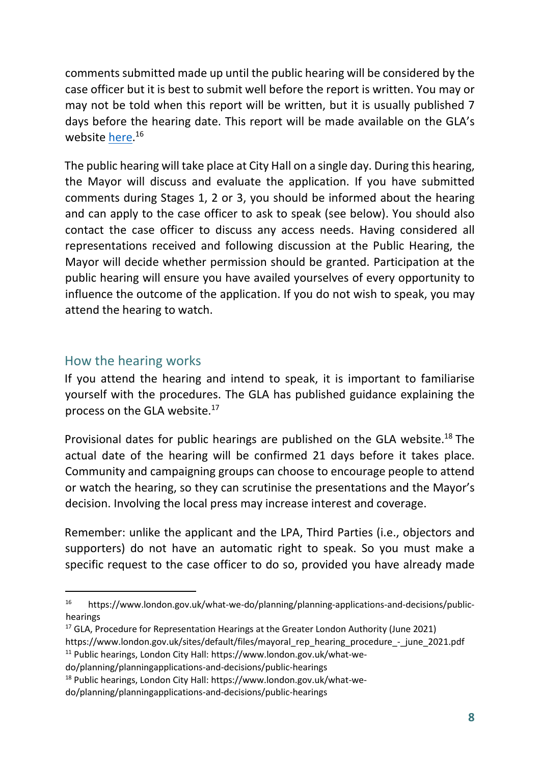comments submitted made up until the public hearing will be considered by the case officer but it is best to submit well before the report is written. You may or may not be told when this report will be written, but it is usually published 7 days before the hearing date. This report will be made available on the GLA's website here.[16]

The public hearing will take place at City Hall on a single day. During this hearing, the Mayor will discuss and evaluate the application. If you have submitted comments during Stages 1, 2 or 3, you should be informed about the hearing and can apply to the case officer to ask to speak (see below). You should also contact the case officer to discuss any access needs. Having considered all representations received and following discussion at the Public Hearing, the Mayor will decide whether permission should be granted. Participation at the public hearing will ensure you have availed yourselves of every opportunity to influence the outcome of the application. If you do not wish to speak, you may attend the hearing to watch.

## How the hearing works

If you attend the hearing and intend to speak, it is important to familiarise yourself with the procedures. The GLA has published guidance explaining the process on the GLA website.[17]

Provisional dates for public hearings are published on the GLA website.[18] The actual date of the hearing will be confirmed 21 days before it takes place. Community and campaigning groups can choose to encourage people to attend or watch the hearing, so they can scrutinise the presentations and the Mayor's decision. Involving the local press may increase interest and coverage.

Remember: unlike the applicant and the LPA, Third Parties (i.e., objectors and supporters) do not have an automatic right to speak. So you must make a specific request to the case officer to do so, provided you have already made

---

[16] https://www.london.gov.uk/what-we-do/planning/planning-applications-and-decisions/public-hearings

[17] GLA, Procedure for Representation Hearings at the Greater London Authority (June 2021) https://www.london.gov.uk/sites/default/files/mayoral_rep_hearing_procedure_-_june_2021.pdf

[11] Public hearings, London City Hall: https://www.london.gov.uk/what-we-do/planning/planningapplications-and-decisions/public-hearings

[18] Public hearings, London City Hall: https://www.london.gov.uk/what-we-do/planning/planningapplications-and-decisions/public-hearings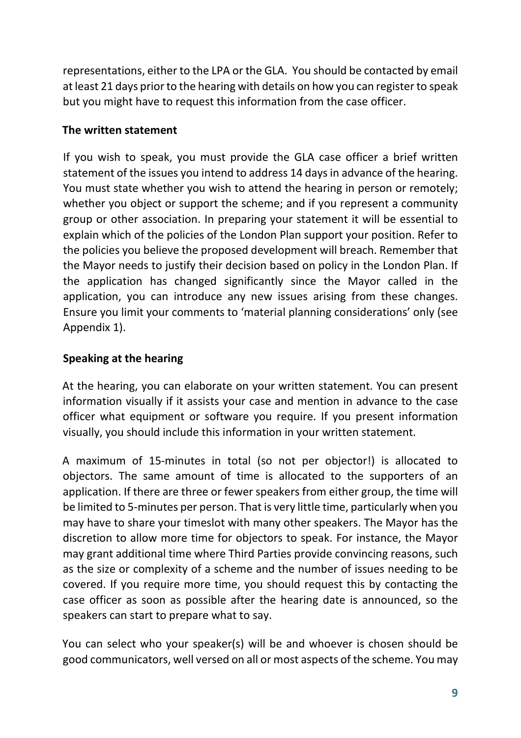representations, either to the LPA or the GLA. You should be contacted by email at least 21 days prior to the hearing with details on how you can register to speak but you might have to request this information from the case officer.

### The written statement

If you wish to speak, you must provide the GLA case officer a brief written statement of the issues you intend to address 14 days in advance of the hearing. You must state whether you wish to attend the hearing in person or remotely; whether you object or support the scheme; and if you represent a community group or other association. In preparing your statement it will be essential to explain which of the policies of the London Plan support your position. Refer to the policies you believe the proposed development will breach. Remember that the Mayor needs to justify their decision based on policy in the London Plan. If the application has changed significantly since the Mayor called in the application, you can introduce any new issues arising from these changes. Ensure you limit your comments to 'material planning considerations' only (see Appendix 1).

### Speaking at the hearing

At the hearing, you can elaborate on your written statement. You can present information visually if it assists your case and mention in advance to the case officer what equipment or software you require. If you present information visually, you should include this information in your written statement.

A maximum of 15-minutes in total (so not per objector!) is allocated to objectors. The same amount of time is allocated to the supporters of an application. If there are three or fewer speakers from either group, the time will be limited to 5-minutes per person. That is very little time, particularly when you may have to share your timeslot with many other speakers. The Mayor has the discretion to allow more time for objectors to speak. For instance, the Mayor may grant additional time where Third Parties provide convincing reasons, such as the size or complexity of a scheme and the number of issues needing to be covered. If you require more time, you should request this by contacting the case officer as soon as possible after the hearing date is announced, so the speakers can start to prepare what to say.

You can select who your speaker(s) will be and whoever is chosen should be good communicators, well versed on all or most aspects of the scheme. You may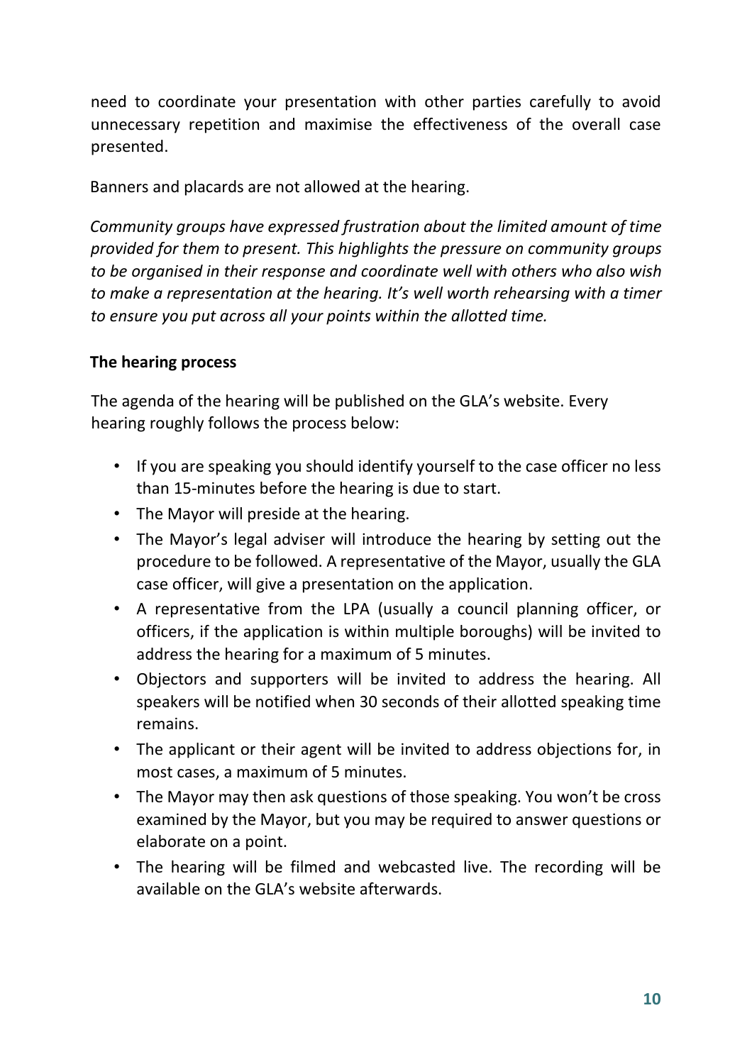need to coordinate your presentation with other parties carefully to avoid unnecessary repetition and maximise the effectiveness of the overall case presented.

Banners and placards are not allowed at the hearing.

*Community groups have expressed frustration about the limited amount of time provided for them to present. This highlights the pressure on community groups to be organised in their response and coordinate well with others who also wish to make a representation at the hearing. It's well worth rehearsing with a timer to ensure you put across all your points within the allotted time.*

**The hearing process**

The agenda of the hearing will be published on the GLA's website. Every hearing roughly follows the process below:

- If you are speaking you should identify yourself to the case officer no less than 15-minutes before the hearing is due to start.
- The Mayor will preside at the hearing.
- The Mayor's legal adviser will introduce the hearing by setting out the procedure to be followed. A representative of the Mayor, usually the GLA case officer, will give a presentation on the application.
- A representative from the LPA (usually a council planning officer, or officers, if the application is within multiple boroughs) will be invited to address the hearing for a maximum of 5 minutes.
- Objectors and supporters will be invited to address the hearing. All speakers will be notified when 30 seconds of their allotted speaking time remains.
- The applicant or their agent will be invited to address objections for, in most cases, a maximum of 5 minutes.
- The Mayor may then ask questions of those speaking. You won't be cross examined by the Mayor, but you may be required to answer questions or elaborate on a point.
- The hearing will be filmed and webcasted live. The recording will be available on the GLA's website afterwards.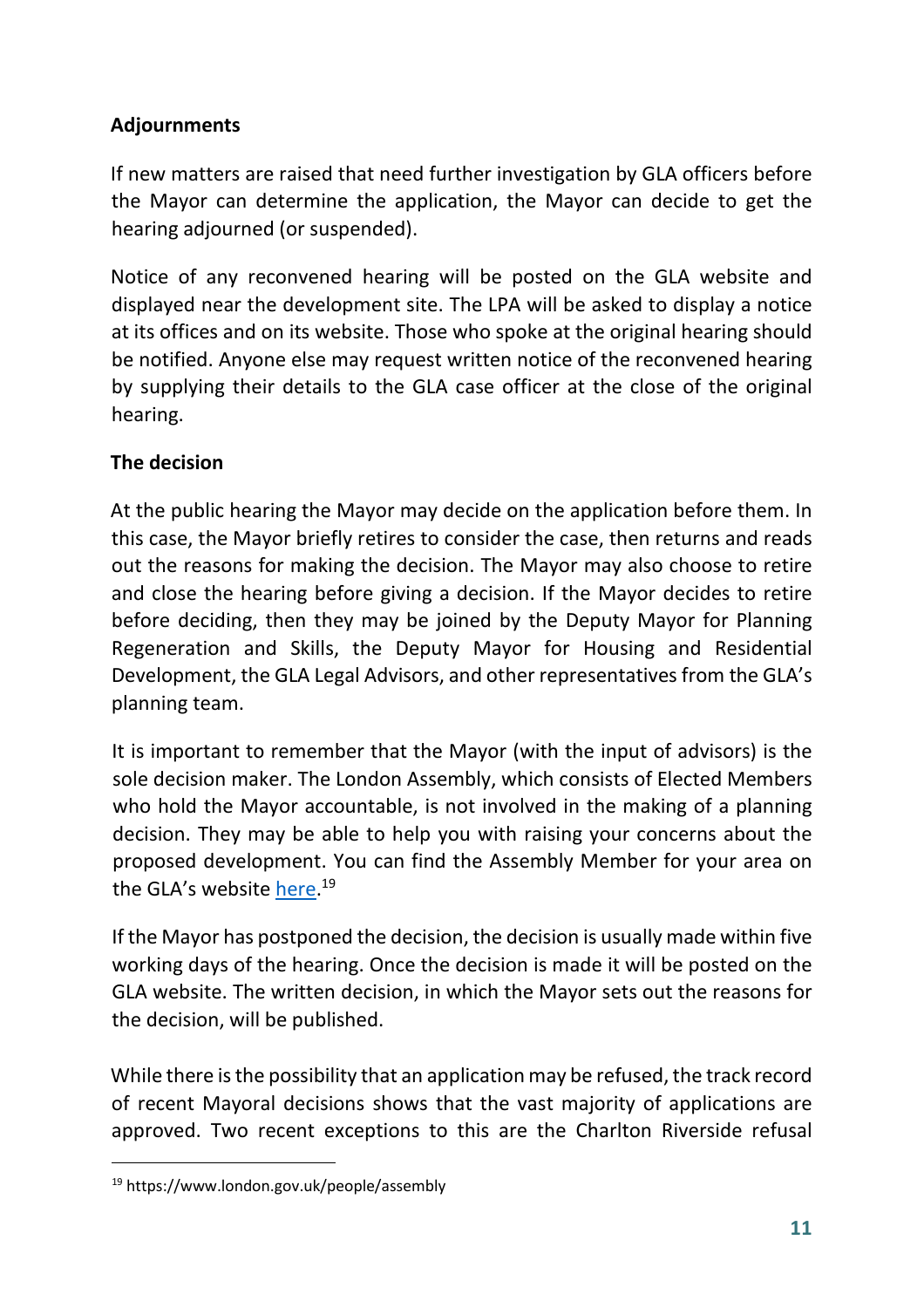**Adjournments**

If new matters are raised that need further investigation by GLA officers before the Mayor can determine the application, the Mayor can decide to get the hearing adjourned (or suspended).

Notice of any reconvened hearing will be posted on the GLA website and displayed near the development site. The LPA will be asked to display a notice at its offices and on its website. Those who spoke at the original hearing should be notified. Anyone else may request written notice of the reconvened hearing by supplying their details to the GLA case officer at the close of the original hearing.

**The decision**

At the public hearing the Mayor may decide on the application before them. In this case, the Mayor briefly retires to consider the case, then returns and reads out the reasons for making the decision. The Mayor may also choose to retire and close the hearing before giving a decision. If the Mayor decides to retire before deciding, then they may be joined by the Deputy Mayor for Planning Regeneration and Skills, the Deputy Mayor for Housing and Residential Development, the GLA Legal Advisors, and other representatives from the GLA's planning team.

It is important to remember that the Mayor (with the input of advisors) is the sole decision maker. The London Assembly, which consists of Elected Members who hold the Mayor accountable, is not involved in the making of a planning decision. They may be able to help you with raising your concerns about the proposed development. You can find the Assembly Member for your area on the GLA's website here.[19]

If the Mayor has postponed the decision, the decision is usually made within five working days of the hearing. Once the decision is made it will be posted on the GLA website. The written decision, in which the Mayor sets out the reasons for the decision, will be published.

While there is the possibility that an application may be refused, the track record of recent Mayoral decisions shows that the vast majority of applications are approved. Two recent exceptions to this are the Charlton Riverside refusal

[19] https://www.london.gov.uk/people/assembly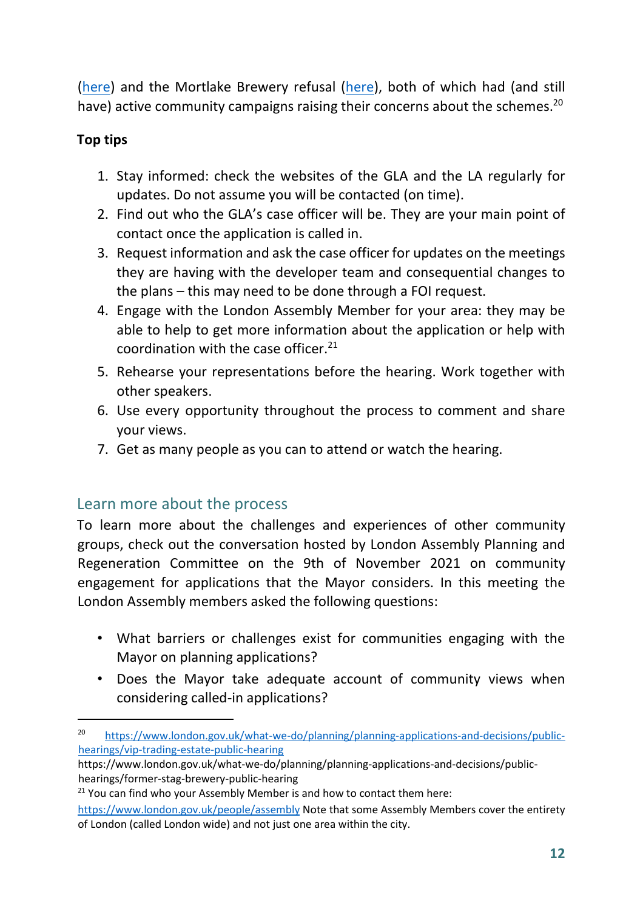(here) and the Mortlake Brewery refusal (here), both of which had (and still have) active community campaigns raising their concerns about the schemes.[20]

**Top tips**

1. Stay informed: check the websites of the GLA and the LA regularly for updates. Do not assume you will be contacted (on time).
2. Find out who the GLA's case officer will be. They are your main point of contact once the application is called in.
3. Request information and ask the case officer for updates on the meetings they are having with the developer team and consequential changes to the plans – this may need to be done through a FOI request.
4. Engage with the London Assembly Member for your area: they may be able to help to get more information about the application or help with coordination with the case officer.[21]
5. Rehearse your representations before the hearing. Work together with other speakers.
6. Use every opportunity throughout the process to comment and share your views.
7. Get as many people as you can to attend or watch the hearing.

## Learn more about the process

To learn more about the challenges and experiences of other community groups, check out the conversation hosted by London Assembly Planning and Regeneration Committee on the 9th of November 2021 on community engagement for applications that the Mayor considers. In this meeting the London Assembly members asked the following questions:

- What barriers or challenges exist for communities engaging with the Mayor on planning applications?
- Does the Mayor take adequate account of community views when considering called-in applications?

---

[20] https://www.london.gov.uk/what-we-do/planning/planning-applications-and-decisions/public-hearings/vip-trading-estate-public-hearing
https://www.london.gov.uk/what-we-do/planning/planning-applications-and-decisions/public-hearings/former-stag-brewery-public-hearing

[21] You can find who your Assembly Member is and how to contact them here: https://www.london.gov.uk/people/assembly Note that some Assembly Members cover the entirety of London (called London wide) and not just one area within the city.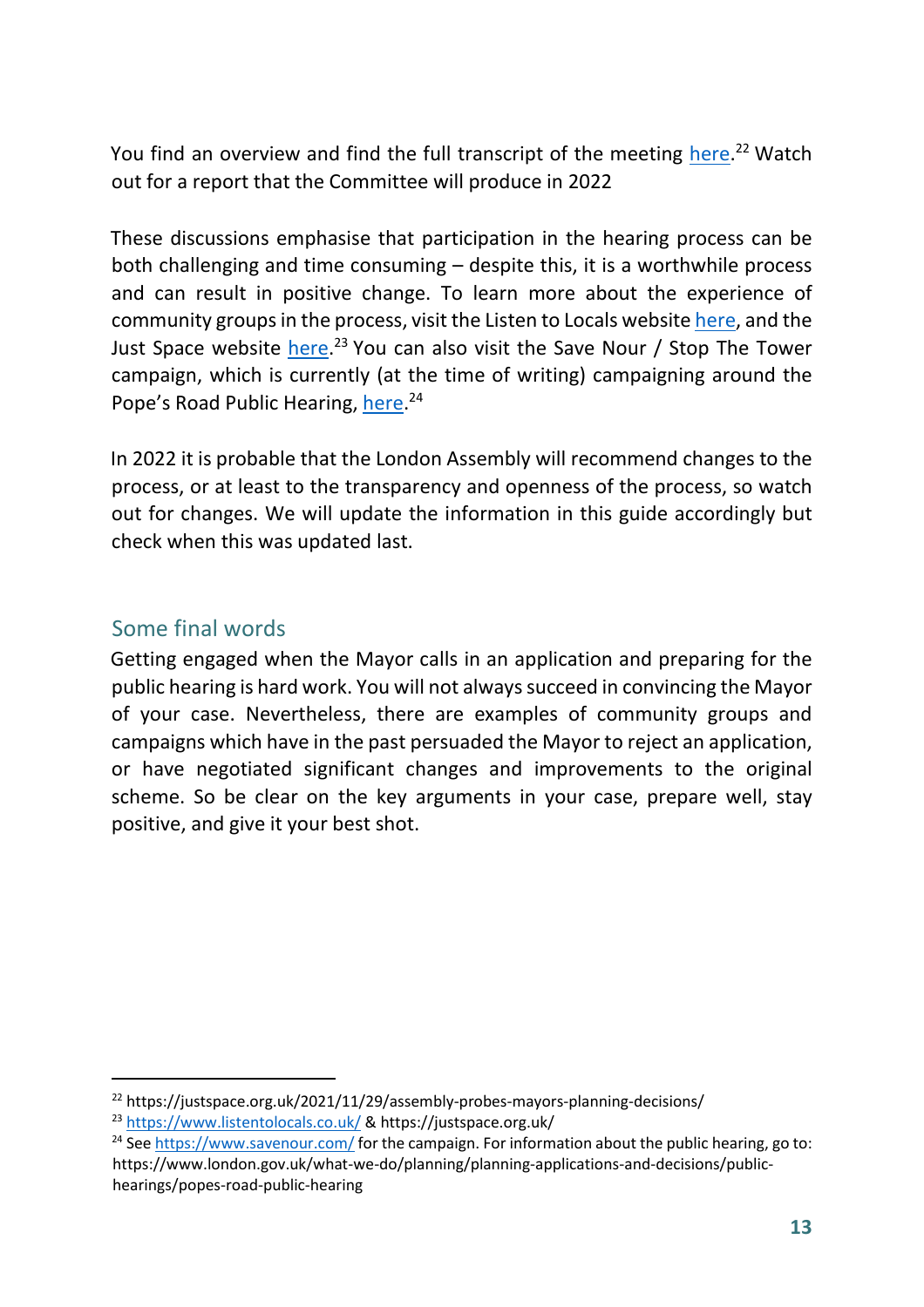You find an overview and find the full transcript of the meeting here.[22] Watch out for a report that the Committee will produce in 2022

These discussions emphasise that participation in the hearing process can be both challenging and time consuming – despite this, it is a worthwhile process and can result in positive change. To learn more about the experience of community groups in the process, visit the Listen to Locals website here, and the Just Space website here.[23] You can also visit the Save Nour / Stop The Tower campaign, which is currently (at the time of writing) campaigning around the Pope's Road Public Hearing, here.[24]

In 2022 it is probable that the London Assembly will recommend changes to the process, or at least to the transparency and openness of the process, so watch out for changes. We will update the information in this guide accordingly but check when this was updated last.

## Some final words

Getting engaged when the Mayor calls in an application and preparing for the public hearing is hard work. You will not always succeed in convincing the Mayor of your case. Nevertheless, there are examples of community groups and campaigns which have in the past persuaded the Mayor to reject an application, or have negotiated significant changes and improvements to the original scheme. So be clear on the key arguments in your case, prepare well, stay positive, and give it your best shot.

---

[22] https://justspace.org.uk/2021/11/29/assembly-probes-mayors-planning-decisions/

[23] https://www.listentolocals.co.uk/ & https://justspace.org.uk/

[24] See https://www.savenour.com/ for the campaign. For information about the public hearing, go to: https://www.london.gov.uk/what-we-do/planning/planning-applications-and-decisions/public-hearings/popes-road-public-hearing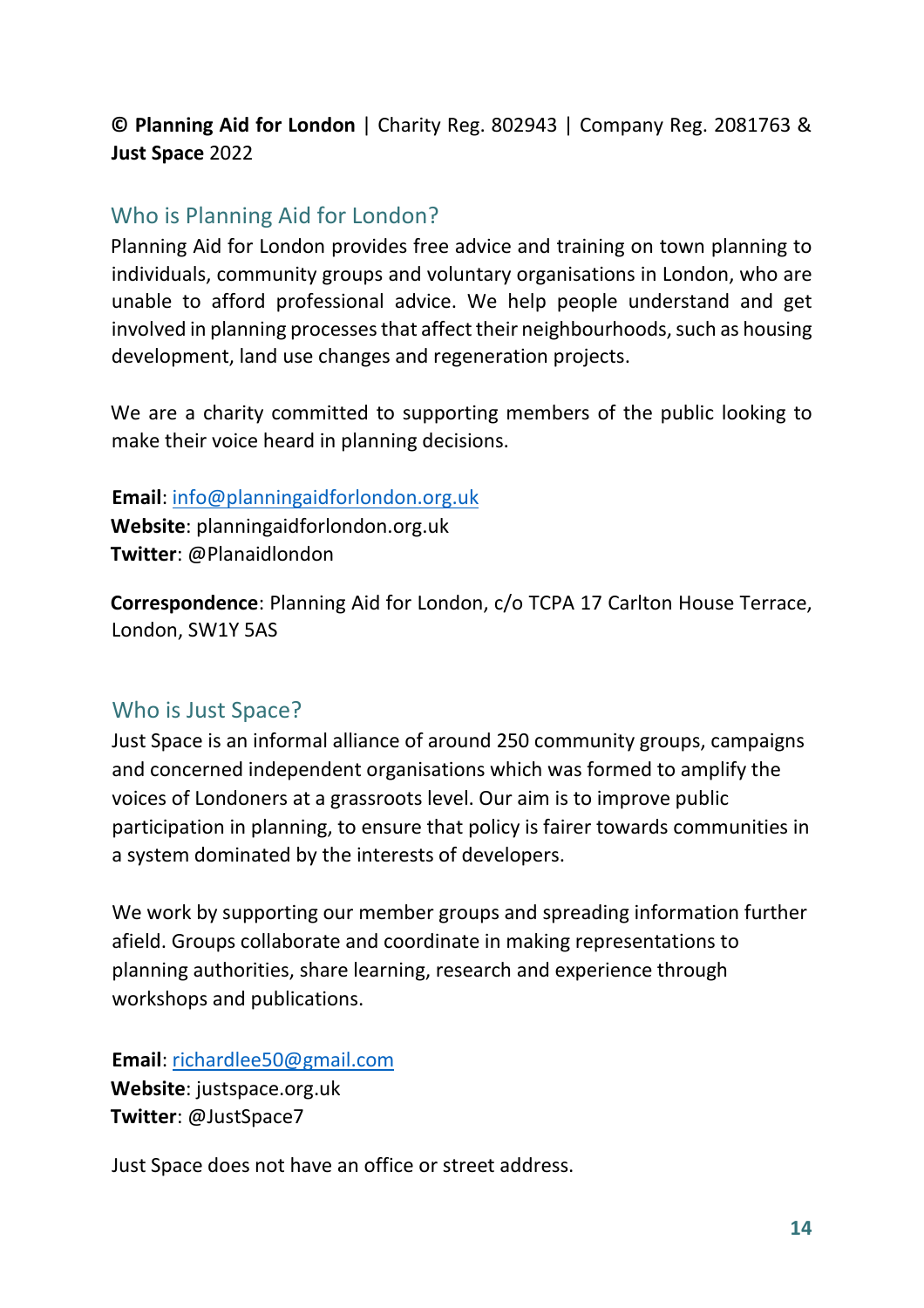**© Planning Aid for London** | Charity Reg. 802943 | Company Reg. 2081763 & **Just Space** 2022

## Who is Planning Aid for London?

Planning Aid for London provides free advice and training on town planning to individuals, community groups and voluntary organisations in London, who are unable to afford professional advice. We help people understand and get involved in planning processes that affect their neighbourhoods, such as housing development, land use changes and regeneration projects.

We are a charity committed to supporting members of the public looking to make their voice heard in planning decisions.

**Email**: info@planningaidforlondon.org.uk
**Website**: planningaidforlondon.org.uk
**Twitter**: @Planaidlondon

**Correspondence**: Planning Aid for London, c/o TCPA 17 Carlton House Terrace, London, SW1Y 5AS

## Who is Just Space?

Just Space is an informal alliance of around 250 community groups, campaigns and concerned independent organisations which was formed to amplify the voices of Londoners at a grassroots level. Our aim is to improve public participation in planning, to ensure that policy is fairer towards communities in a system dominated by the interests of developers.

We work by supporting our member groups and spreading information further afield. Groups collaborate and coordinate in making representations to planning authorities, share learning, research and experience through workshops and publications.

**Email**: richardlee50@gmail.com
**Website**: justspace.org.uk
**Twitter**: @JustSpace7

Just Space does not have an office or street address.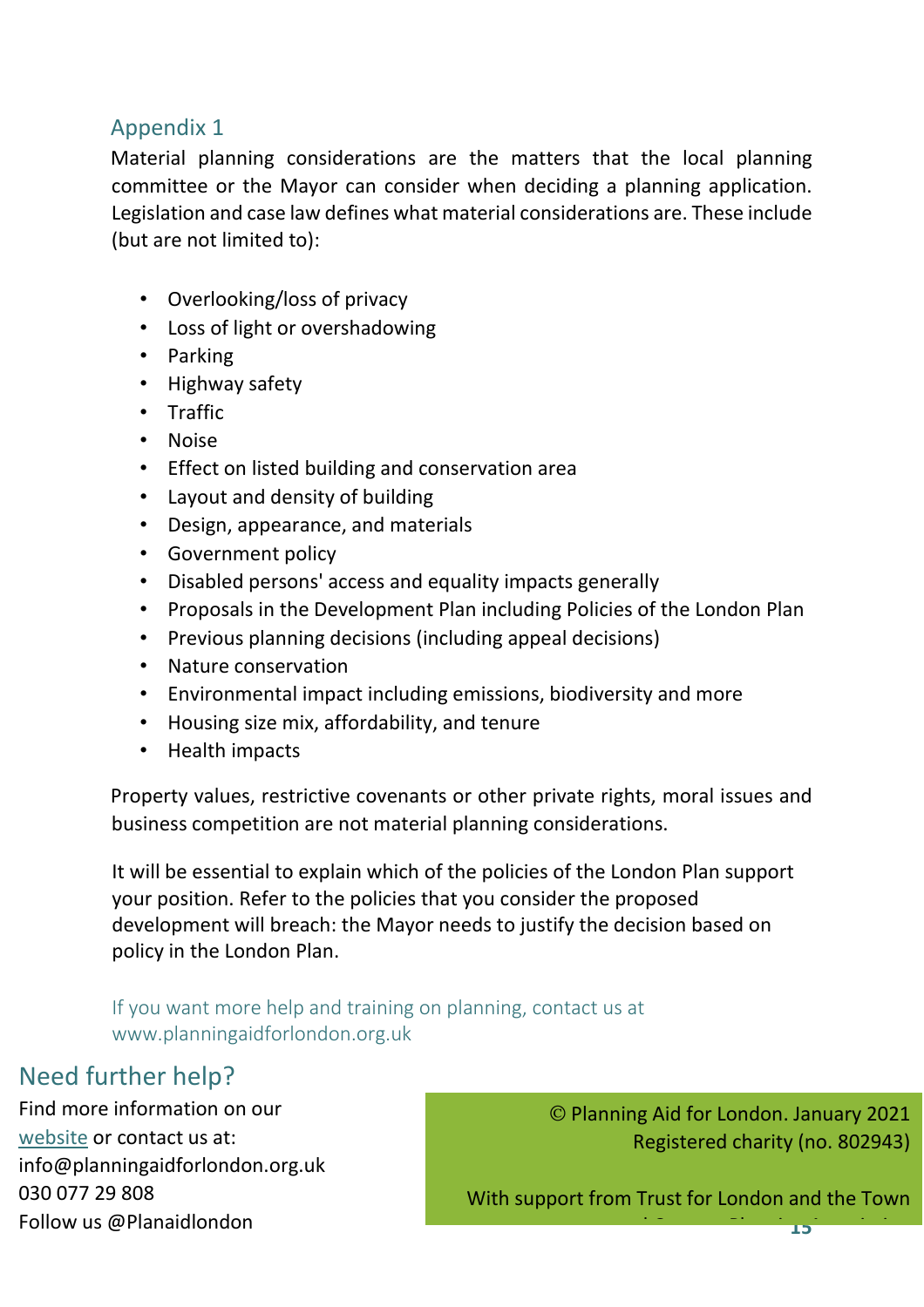## Appendix 1

Material planning considerations are the matters that the local planning committee or the Mayor can consider when deciding a planning application. Legislation and case law defines what material considerations are. These include (but are not limited to):

- Overlooking/loss of privacy
- Loss of light or overshadowing
- Parking
- Highway safety
- Traffic
- Noise
- Effect on listed building and conservation area
- Layout and density of building
- Design, appearance, and materials
- Government policy
- Disabled persons' access and equality impacts generally
- Proposals in the Development Plan including Policies of the London Plan
- Previous planning decisions (including appeal decisions)
- Nature conservation
- Environmental impact including emissions, biodiversity and more
- Housing size mix, affordability, and tenure
- Health impacts

Property values, restrictive covenants or other private rights, moral issues and business competition are not material planning considerations.

It will be essential to explain which of the policies of the London Plan support your position. Refer to the policies that you consider the proposed development will breach: the Mayor needs to justify the decision based on policy in the London Plan.

If you want more help and training on planning, contact us at www.planningaidforlondon.org.uk

## Need further help?

Find more information on our website or contact us at:
info@planningaidforlondon.org.uk
030 077 29 808
Follow us @Planaidlondon

© Planning Aid for London. January 2021
Registered charity (no. 802943)

With support from Trust for London and the Town